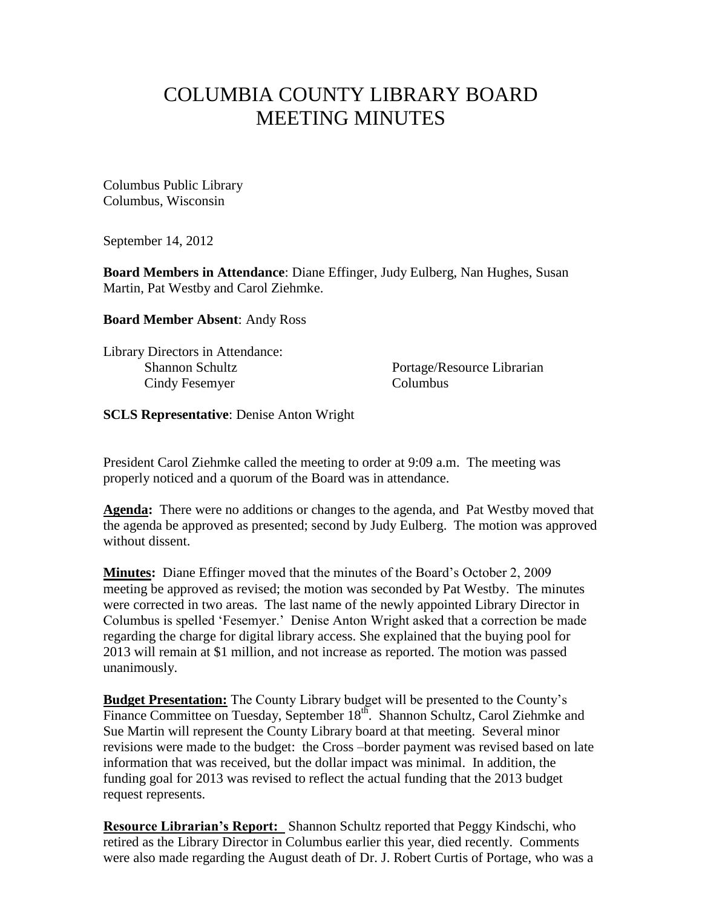# COLUMBIA COUNTY LIBRARY BOARD MEETING MINUTES

Columbus Public Library
Columbus, Wisconsin

September 14, 2012

**Board Members in Attendance**: Diane Effinger, Judy Eulberg, Nan Hughes, Susan Martin, Pat Westby and Carol Ziehmke.

**Board Member Absent**: Andy Ross

Library Directors in Attendance:

| | |
|---|---|
| Shannon Schultz | Portage/Resource Librarian |
| Cindy Fesemyer | Columbus |

**SCLS Representative**: Denise Anton Wright

President Carol Ziehmke called the meeting to order at 9:09 a.m. The meeting was properly noticed and a quorum of the Board was in attendance.

**Agenda:** There were no additions or changes to the agenda, and Pat Westby moved that the agenda be approved as presented; second by Judy Eulberg. The motion was approved without dissent.

**Minutes:** Diane Effinger moved that the minutes of the Board's October 2, 2009 meeting be approved as revised; the motion was seconded by Pat Westby. The minutes were corrected in two areas. The last name of the newly appointed Library Director in Columbus is spelled 'Fesemyer.' Denise Anton Wright asked that a correction be made regarding the charge for digital library access. She explained that the buying pool for 2013 will remain at $1 million, and not increase as reported. The motion was passed unanimously.

**Budget Presentation:** The County Library budget will be presented to the County's Finance Committee on Tuesday, September 18th. Shannon Schultz, Carol Ziehmke and Sue Martin will represent the County Library board at that meeting. Several minor revisions were made to the budget: the Cross –border payment was revised based on late information that was received, but the dollar impact was minimal. In addition, the funding goal for 2013 was revised to reflect the actual funding that the 2013 budget request represents.

**Resource Librarian's Report:** Shannon Schultz reported that Peggy Kindschi, who retired as the Library Director in Columbus earlier this year, died recently. Comments were also made regarding the August death of Dr. J. Robert Curtis of Portage, who was a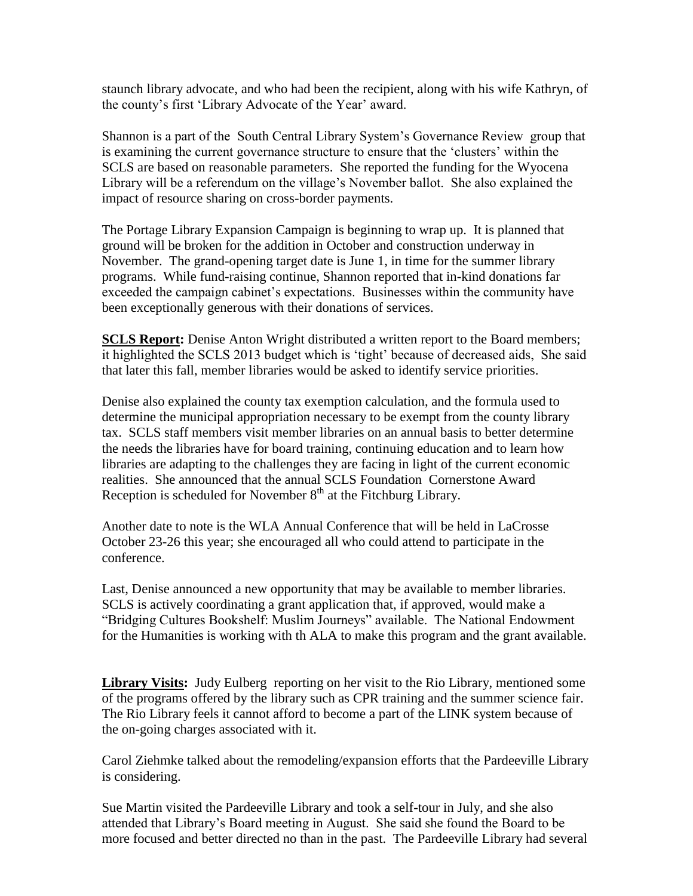staunch library advocate, and who had been the recipient, along with his wife Kathryn, of the county's first 'Library Advocate of the Year' award.

Shannon is a part of the South Central Library System's Governance Review group that is examining the current governance structure to ensure that the 'clusters' within the SCLS are based on reasonable parameters. She reported the funding for the Wyocena Library will be a referendum on the village's November ballot. She also explained the impact of resource sharing on cross-border payments.

The Portage Library Expansion Campaign is beginning to wrap up. It is planned that ground will be broken for the addition in October and construction underway in November. The grand-opening target date is June 1, in time for the summer library programs. While fund-raising continue, Shannon reported that in-kind donations far exceeded the campaign cabinet's expectations. Businesses within the community have been exceptionally generous with their donations of services.

**SCLS Report:** Denise Anton Wright distributed a written report to the Board members; it highlighted the SCLS 2013 budget which is 'tight' because of decreased aids, She said that later this fall, member libraries would be asked to identify service priorities.

Denise also explained the county tax exemption calculation, and the formula used to determine the municipal appropriation necessary to be exempt from the county library tax. SCLS staff members visit member libraries on an annual basis to better determine the needs the libraries have for board training, continuing education and to learn how libraries are adapting to the challenges they are facing in light of the current economic realities. She announced that the annual SCLS Foundation Cornerstone Award Reception is scheduled for November 8th at the Fitchburg Library.

Another date to note is the WLA Annual Conference that will be held in LaCrosse October 23-26 this year; she encouraged all who could attend to participate in the conference.

Last, Denise announced a new opportunity that may be available to member libraries. SCLS is actively coordinating a grant application that, if approved, would make a "Bridging Cultures Bookshelf: Muslim Journeys" available. The National Endowment for the Humanities is working with th ALA to make this program and the grant available.

**Library Visits:** Judy Eulberg reporting on her visit to the Rio Library, mentioned some of the programs offered by the library such as CPR training and the summer science fair. The Rio Library feels it cannot afford to become a part of the LINK system because of the on-going charges associated with it.

Carol Ziehmke talked about the remodeling/expansion efforts that the Pardeeville Library is considering.

Sue Martin visited the Pardeeville Library and took a self-tour in July, and she also attended that Library's Board meeting in August. She said she found the Board to be more focused and better directed no than in the past. The Pardeeville Library had several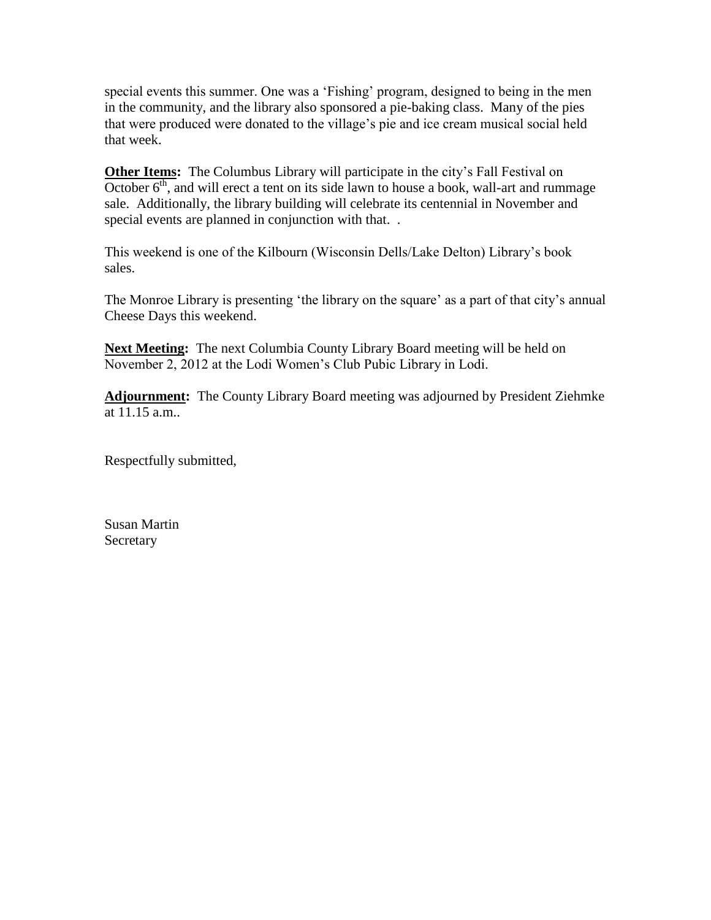special events this summer. One was a 'Fishing' program, designed to being in the men in the community, and the library also sponsored a pie-baking class. Many of the pies that were produced were donated to the village's pie and ice cream musical social held that week.

**Other Items:** The Columbus Library will participate in the city's Fall Festival on October $6^{th}$, and will erect a tent on its side lawn to house a book, wall-art and rummage sale. Additionally, the library building will celebrate its centennial in November and special events are planned in conjunction with that. .

This weekend is one of the Kilbourn (Wisconsin Dells/Lake Delton) Library's book sales.

The Monroe Library is presenting 'the library on the square' as a part of that city's annual Cheese Days this weekend.

**Next Meeting:** The next Columbia County Library Board meeting will be held on November 2, 2012 at the Lodi Women's Club Pubic Library in Lodi.

**Adjournment:** The County Library Board meeting was adjourned by President Ziehmke at 11.15 a.m..

Respectfully submitted,

Susan Martin
Secretary